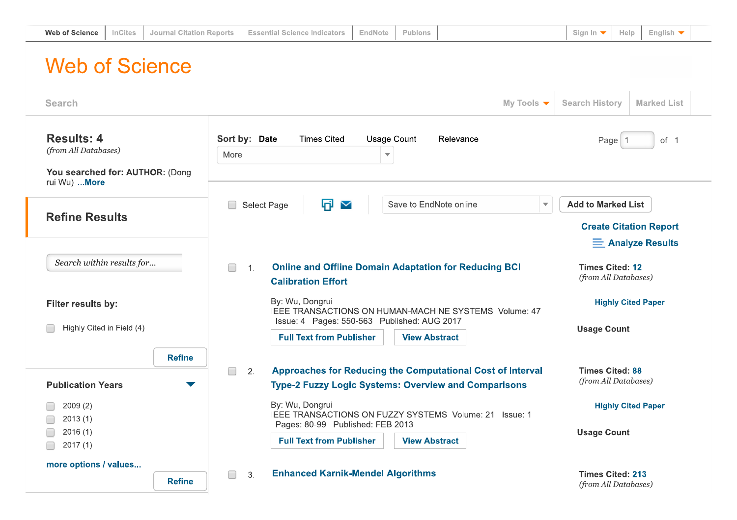Web of Science | InCites | Journal Citation Reports | Essential Science Indicators | EndNote | Publons | Sign In | Help | English

# Web of Science

Search | My Tools | Search History | Marked List

**Results: 4**
*(from All Databases)*

**You searched for: AUTHOR:** (Dong rui Wu) ...More

## Refine Results

*Search within results for...*

**Filter results by:**

- Highly Cited in Field (4)

Refine

**Publication Years**

- 2009 (2)
- 2013 (1)
- 2016 (1)
- 2017 (1)

more options / values...

Refine

**Sort by:** **Date** | Times Cited | Usage Count | Relevance | More

Page 1 of 1

Select Page | Save to EndNote online | Add to Marked List

Create Citation Report

Analyze Results

1. **Online and Offline Domain Adaptation for Reducing BCI Calibration Effort**
   By: Wu, Dongrui
   IEEE TRANSACTIONS ON HUMAN-MACHINE SYSTEMS Volume: 47 Issue: 4 Pages: 550-563 Published: AUG 2017
   Full Text from Publisher | View Abstract
   **Times Cited: 12**
   *(from All Databases)*
   Highly Cited Paper
   Usage Count

2. **Approaches for Reducing the Computational Cost of Interval Type-2 Fuzzy Logic Systems: Overview and Comparisons**
   By: Wu, Dongrui
   IEEE TRANSACTIONS ON FUZZY SYSTEMS Volume: 21 Issue: 1 Pages: 80-99 Published: FEB 2013
   Full Text from Publisher | View Abstract
   **Times Cited: 88**
   *(from All Databases)*
   Highly Cited Paper
   Usage Count

3. **Enhanced Karnik-Mendel Algorithms**
   **Times Cited: 213**
   *(from All Databases)*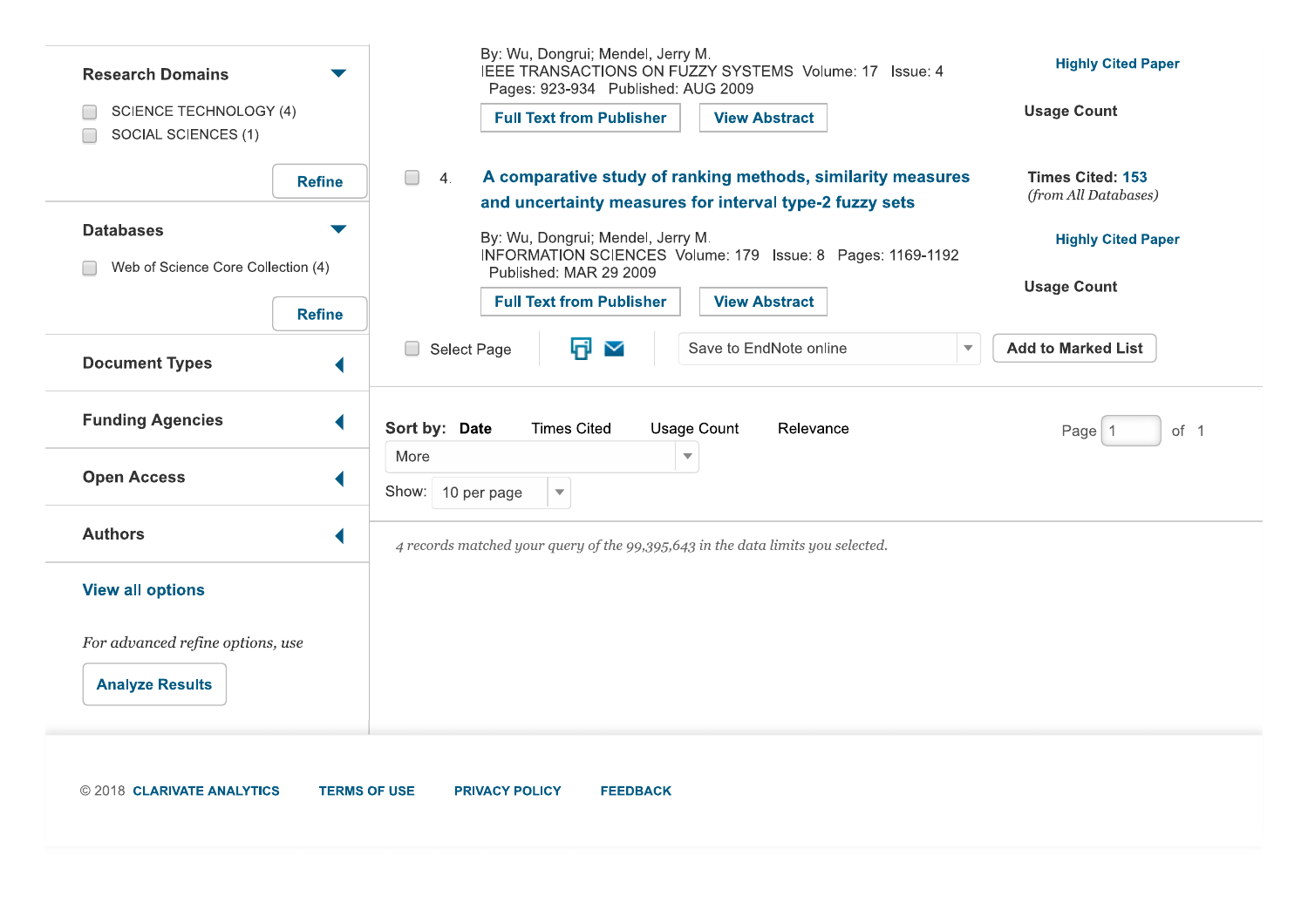## Research Domains

- SCIENCE TECHNOLOGY (4)
- SOCIAL SCIENCES (1)

Refine

## Databases

- Web of Science Core Collection (4)

Refine

## Document Types

## Funding Agencies

## Open Access

## Authors

View all options

*For advanced refine options, use*

Analyze Results

---

By: Wu, Dongrui; Mendel, Jerry M.
IEEE TRANSACTIONS ON FUZZY SYSTEMS Volume: 17 Issue: 4 Pages: 923-934 Published: AUG 2009

Full Text from Publisher | View Abstract

Highly Cited Paper

Usage Count

4. **A comparative study of ranking methods, similarity measures and uncertainty measures for interval type-2 fuzzy sets**

By: Wu, Dongrui; Mendel, Jerry M.
INFORMATION SCIENCES Volume: 179 Issue: 8 Pages: 1169-1192 Published: MAR 29 2009

Full Text from Publisher | View Abstract

Times Cited: 153
*(from All Databases)*

Highly Cited Paper

Usage Count

Select Page | Save to EndNote online | Add to Marked List

Sort by: **Date** Times Cited Usage Count Relevance More

Page 1 of 1

Show: 10 per page

*4 records matched your query of the 99,395,643 in the data limits you selected.*

© 2018 CLARIVATE ANALYTICS TERMS OF USE PRIVACY POLICY FEEDBACK